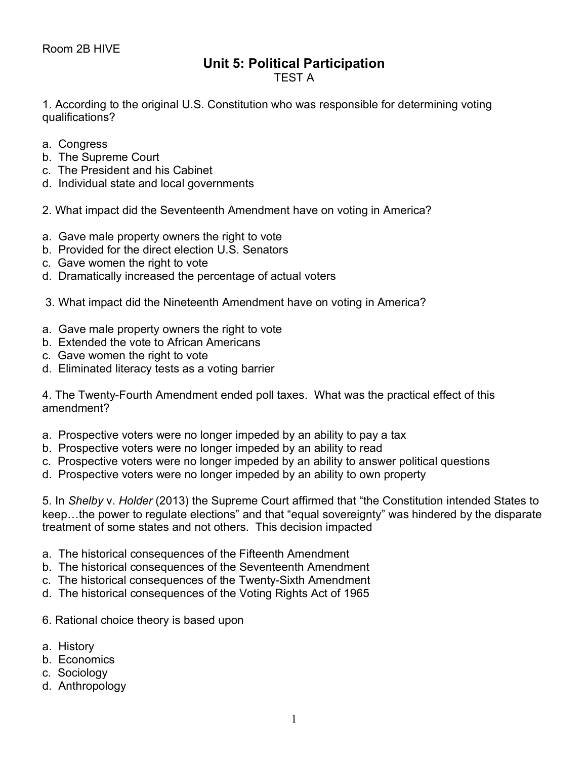Room 2B HIVE

# Unit 5: Political Participation

TEST A

1. According to the original U.S. Constitution who was responsible for determining voting qualifications?

a. Congress
b. The Supreme Court
c. The President and his Cabinet
d. Individual state and local governments

2. What impact did the Seventeenth Amendment have on voting in America?

a. Gave male property owners the right to vote
b. Provided for the direct election U.S. Senators
c. Gave women the right to vote
d. Dramatically increased the percentage of actual voters

3. What impact did the Nineteenth Amendment have on voting in America?

a. Gave male property owners the right to vote
b. Extended the vote to African Americans
c. Gave women the right to vote
d. Eliminated literacy tests as a voting barrier

4. The Twenty-Fourth Amendment ended poll taxes. What was the practical effect of this amendment?

a. Prospective voters were no longer impeded by an ability to pay a tax
b. Prospective voters were no longer impeded by an ability to read
c. Prospective voters were no longer impeded by an ability to answer political questions
d. Prospective voters were no longer impeded by an ability to own property

5. In *Shelby* v. *Holder* (2013) the Supreme Court affirmed that "the Constitution intended States to keep…the power to regulate elections" and that "equal sovereignty" was hindered by the disparate treatment of some states and not others. This decision impacted

a. The historical consequences of the Fifteenth Amendment
b. The historical consequences of the Seventeenth Amendment
c. The historical consequences of the Twenty-Sixth Amendment
d. The historical consequences of the Voting Rights Act of 1965

6. Rational choice theory is based upon

a. History
b. Economics
c. Sociology
d. Anthropology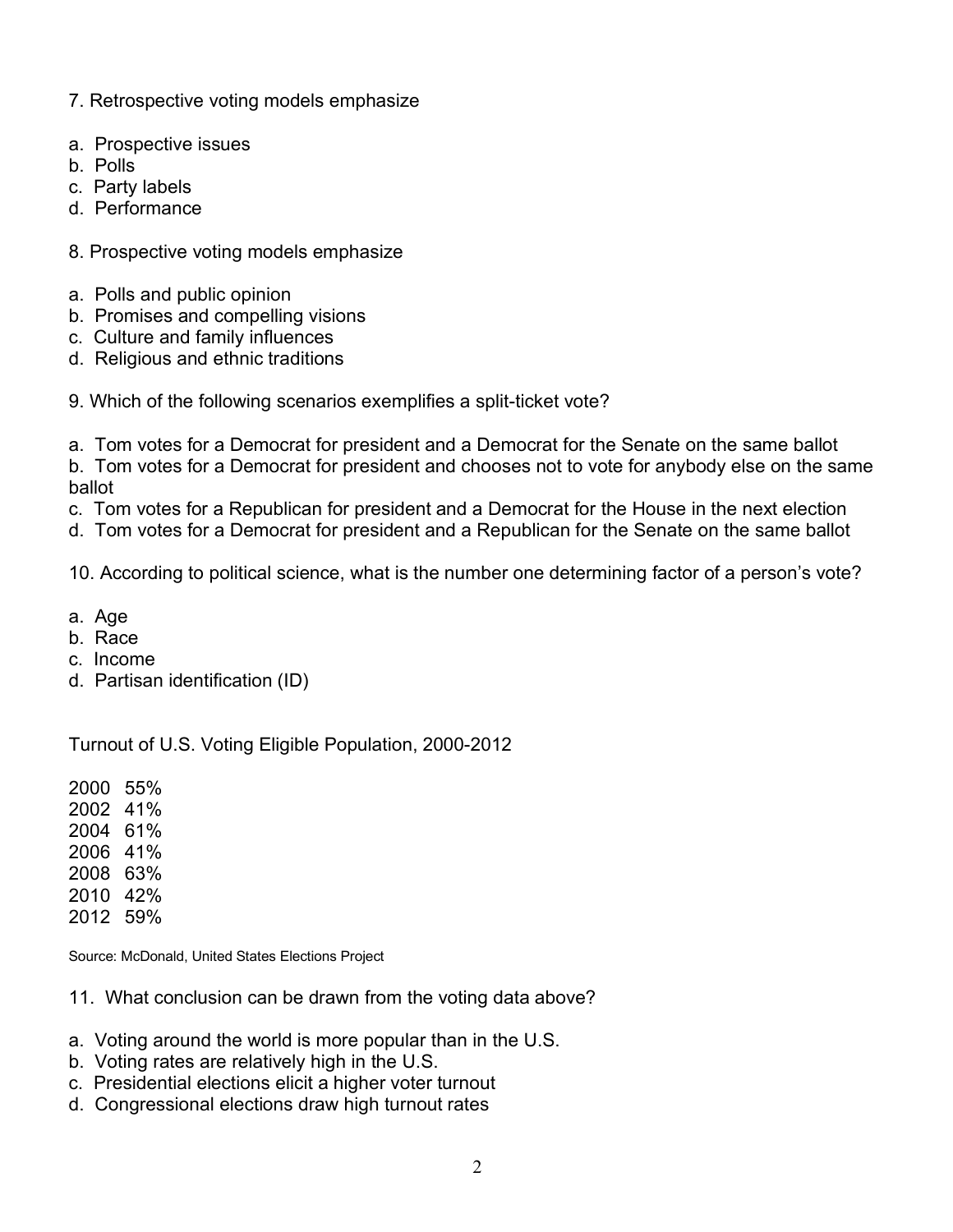7. Retrospective voting models emphasize

a. Prospective issues
b. Polls
c. Party labels
d. Performance

8. Prospective voting models emphasize

a. Polls and public opinion
b. Promises and compelling visions
c. Culture and family influences
d. Religious and ethnic traditions

9. Which of the following scenarios exemplifies a split-ticket vote?

a. Tom votes for a Democrat for president and a Democrat for the Senate on the same ballot
b. Tom votes for a Democrat for president and chooses not to vote for anybody else on the same ballot
c. Tom votes for a Republican for president and a Democrat for the House in the next election
d. Tom votes for a Democrat for president and a Republican for the Senate on the same ballot

10. According to political science, what is the number one determining factor of a person's vote?

a. Age
b. Race
c. Income
d. Partisan identification (ID)

Turnout of U.S. Voting Eligible Population, 2000-2012

2000 55%
2002 41%
2004 61%
2006 41%
2008 63%
2010 42%
2012 59%

Source: McDonald, United States Elections Project

11. What conclusion can be drawn from the voting data above?

a. Voting around the world is more popular than in the U.S.
b. Voting rates are relatively high in the U.S.
c. Presidential elections elicit a higher voter turnout
d. Congressional elections draw high turnout rates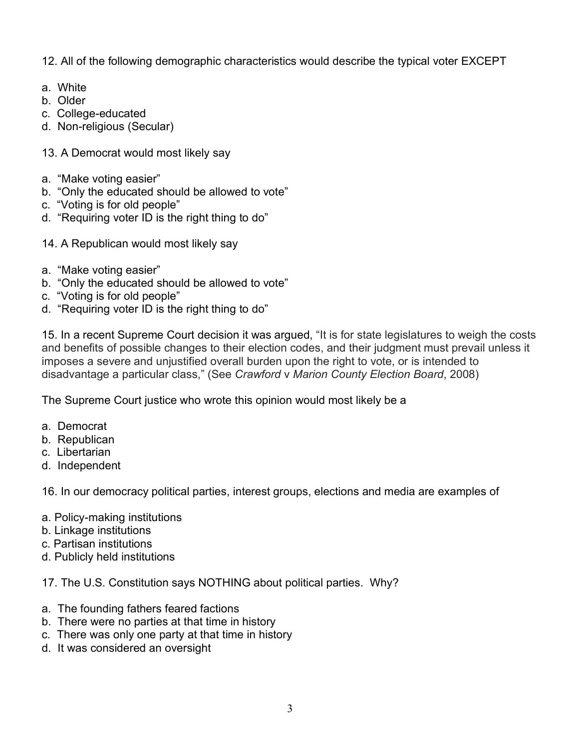12. All of the following demographic characteristics would describe the typical voter EXCEPT

a. White
b. Older
c. College-educated
d. Non-religious (Secular)

13. A Democrat would most likely say

a. "Make voting easier"
b. "Only the educated should be allowed to vote"
c. "Voting is for old people"
d. "Requiring voter ID is the right thing to do"

14. A Republican would most likely say

a. "Make voting easier"
b. "Only the educated should be allowed to vote"
c. "Voting is for old people"
d. "Requiring voter ID is the right thing to do"

15. In a recent Supreme Court decision it was argued, "It is for state legislatures to weigh the costs and benefits of possible changes to their election codes, and their judgment must prevail unless it imposes a severe and unjustified overall burden upon the right to vote, or is intended to disadvantage a particular class," (See *Crawford* v *Marion County Election Board*, 2008)

The Supreme Court justice who wrote this opinion would most likely be a

a. Democrat
b. Republican
c. Libertarian
d. Independent

16. In our democracy political parties, interest groups, elections and media are examples of

a. Policy-making institutions
b. Linkage institutions
c. Partisan institutions
d. Publicly held institutions

17. The U.S. Constitution says NOTHING about political parties. Why?

a. The founding fathers feared factions
b. There were no parties at that time in history
c. There was only one party at that time in history
d. It was considered an oversight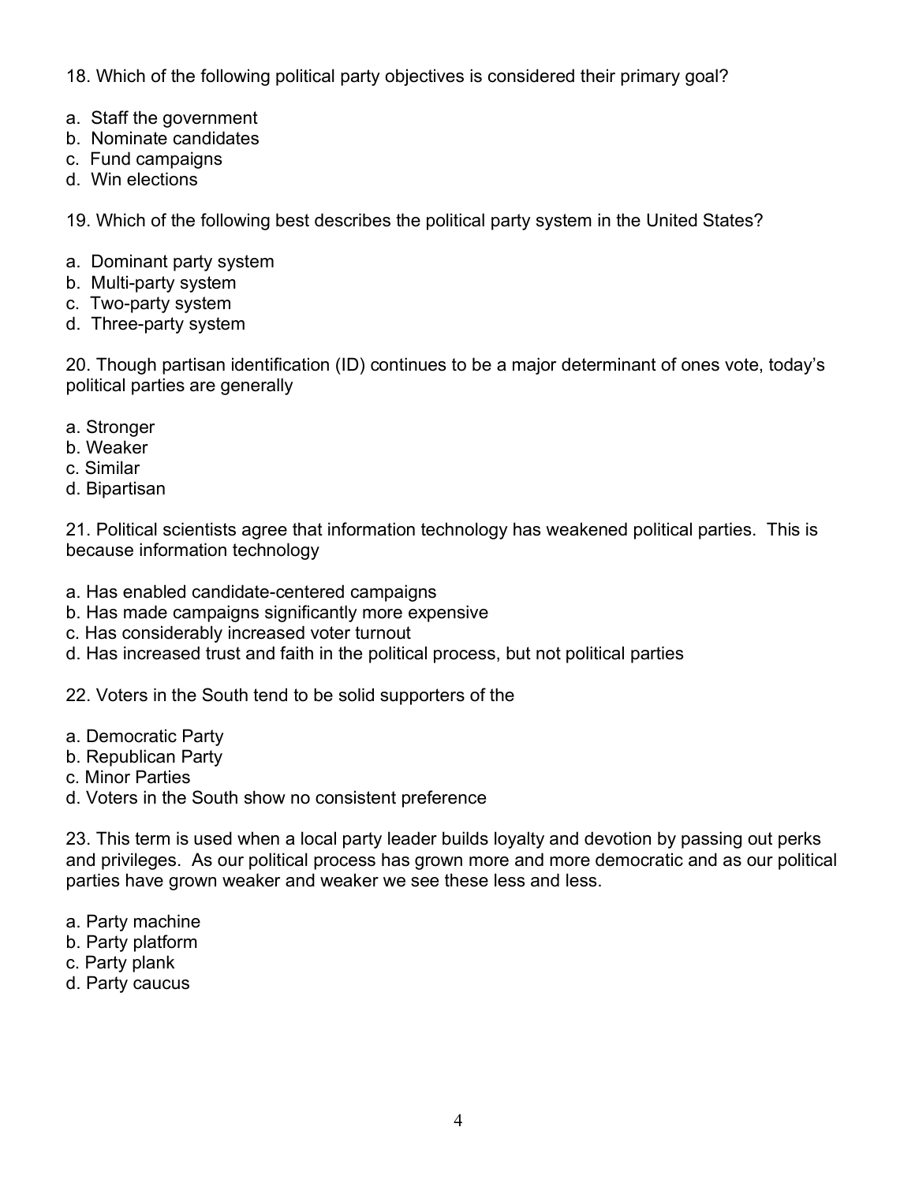18. Which of the following political party objectives is considered their primary goal?

a. Staff the government
b. Nominate candidates
c. Fund campaigns
d. Win elections

19. Which of the following best describes the political party system in the United States?

a. Dominant party system
b. Multi-party system
c. Two-party system
d. Three-party system

20. Though partisan identification (ID) continues to be a major determinant of ones vote, today's political parties are generally

a. Stronger
b. Weaker
c. Similar
d. Bipartisan

21. Political scientists agree that information technology has weakened political parties. This is because information technology

a. Has enabled candidate-centered campaigns
b. Has made campaigns significantly more expensive
c. Has considerably increased voter turnout
d. Has increased trust and faith in the political process, but not political parties

22. Voters in the South tend to be solid supporters of the

a. Democratic Party
b. Republican Party
c. Minor Parties
d. Voters in the South show no consistent preference

23. This term is used when a local party leader builds loyalty and devotion by passing out perks and privileges. As our political process has grown more and more democratic and as our political parties have grown weaker and weaker we see these less and less.

a. Party machine
b. Party platform
c. Party plank
d. Party caucus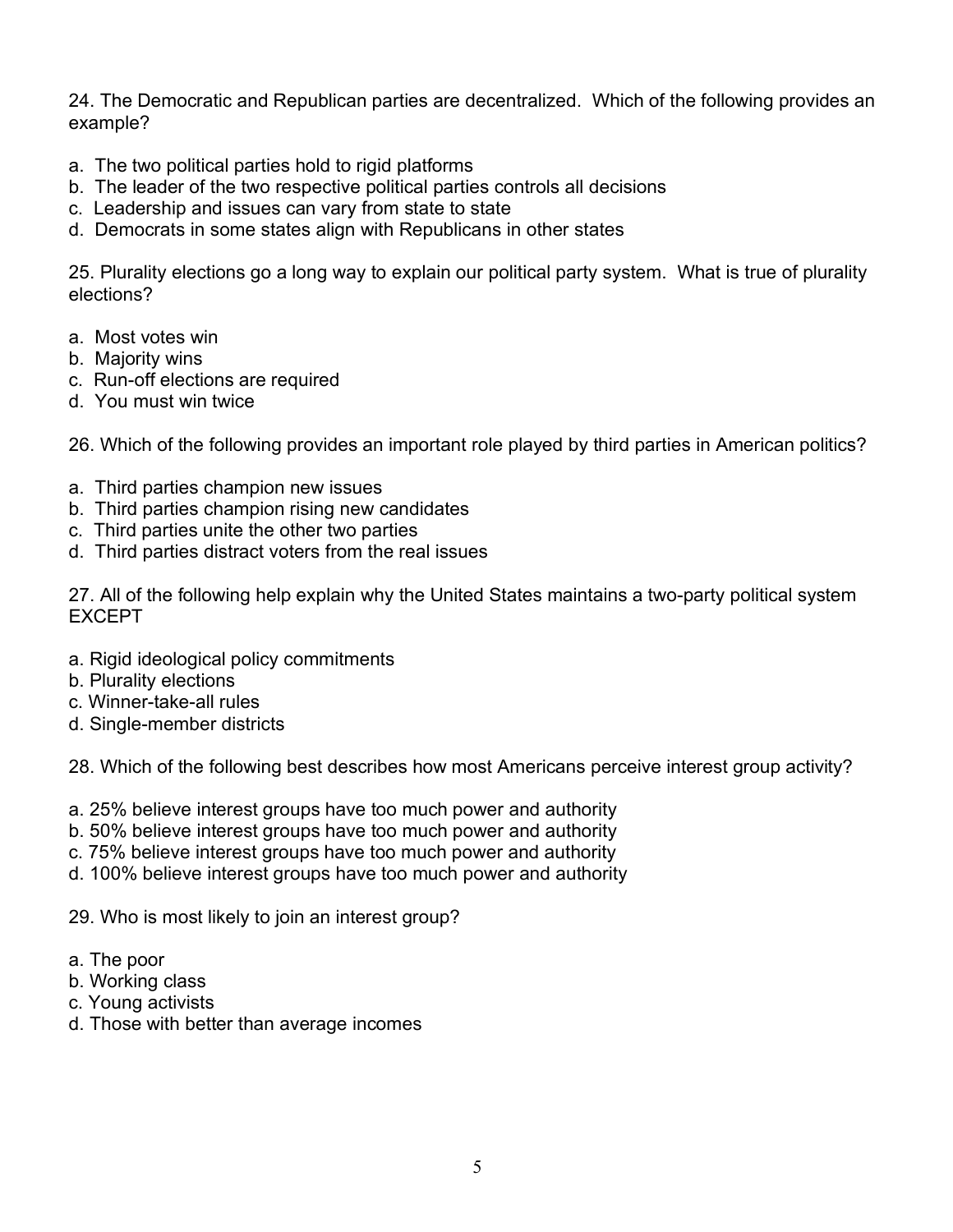24. The Democratic and Republican parties are decentralized. Which of the following provides an example?

a. The two political parties hold to rigid platforms
b. The leader of the two respective political parties controls all decisions
c. Leadership and issues can vary from state to state
d. Democrats in some states align with Republicans in other states

25. Plurality elections go a long way to explain our political party system. What is true of plurality elections?

a. Most votes win
b. Majority wins
c. Run-off elections are required
d. You must win twice

26. Which of the following provides an important role played by third parties in American politics?

a. Third parties champion new issues
b. Third parties champion rising new candidates
c. Third parties unite the other two parties
d. Third parties distract voters from the real issues

27. All of the following help explain why the United States maintains a two-party political system EXCEPT

a. Rigid ideological policy commitments
b. Plurality elections
c. Winner-take-all rules
d. Single-member districts

28. Which of the following best describes how most Americans perceive interest group activity?

a. 25% believe interest groups have too much power and authority
b. 50% believe interest groups have too much power and authority
c. 75% believe interest groups have too much power and authority
d. 100% believe interest groups have too much power and authority

29. Who is most likely to join an interest group?

a. The poor
b. Working class
c. Young activists
d. Those with better than average incomes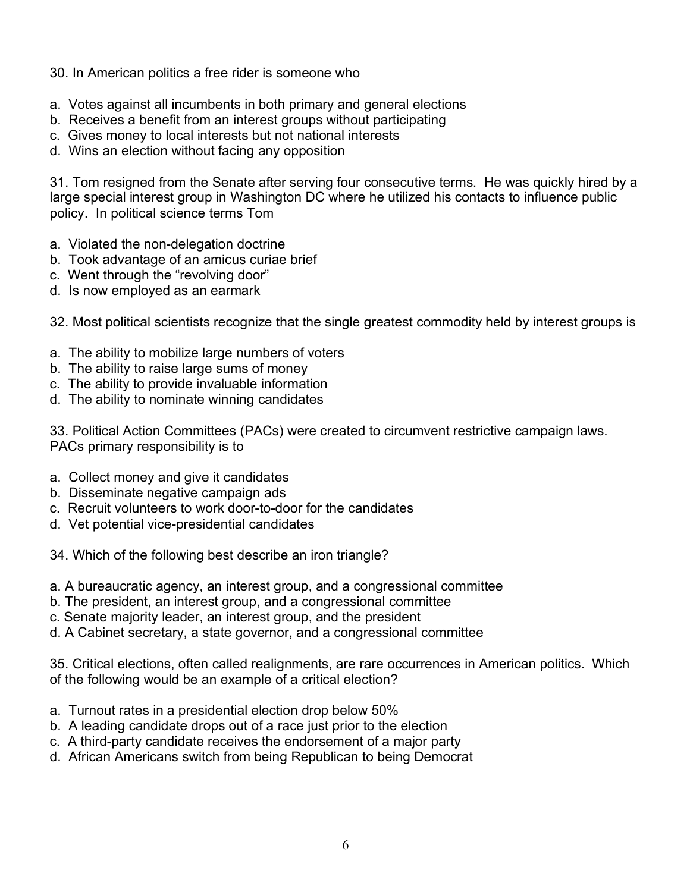30. In American politics a free rider is someone who

a. Votes against all incumbents in both primary and general elections
b. Receives a benefit from an interest groups without participating
c. Gives money to local interests but not national interests
d. Wins an election without facing any opposition

31. Tom resigned from the Senate after serving four consecutive terms. He was quickly hired by a large special interest group in Washington DC where he utilized his contacts to influence public policy. In political science terms Tom

a. Violated the non-delegation doctrine
b. Took advantage of an amicus curiae brief
c. Went through the "revolving door"
d. Is now employed as an earmark

32. Most political scientists recognize that the single greatest commodity held by interest groups is

a. The ability to mobilize large numbers of voters
b. The ability to raise large sums of money
c. The ability to provide invaluable information
d. The ability to nominate winning candidates

33. Political Action Committees (PACs) were created to circumvent restrictive campaign laws. PACs primary responsibility is to

a. Collect money and give it candidates
b. Disseminate negative campaign ads
c. Recruit volunteers to work door-to-door for the candidates
d. Vet potential vice-presidential candidates

34. Which of the following best describe an iron triangle?

a. A bureaucratic agency, an interest group, and a congressional committee
b. The president, an interest group, and a congressional committee
c. Senate majority leader, an interest group, and the president
d. A Cabinet secretary, a state governor, and a congressional committee

35. Critical elections, often called realignments, are rare occurrences in American politics. Which of the following would be an example of a critical election?

a. Turnout rates in a presidential election drop below 50%
b. A leading candidate drops out of a race just prior to the election
c. A third-party candidate receives the endorsement of a major party
d. African Americans switch from being Republican to being Democrat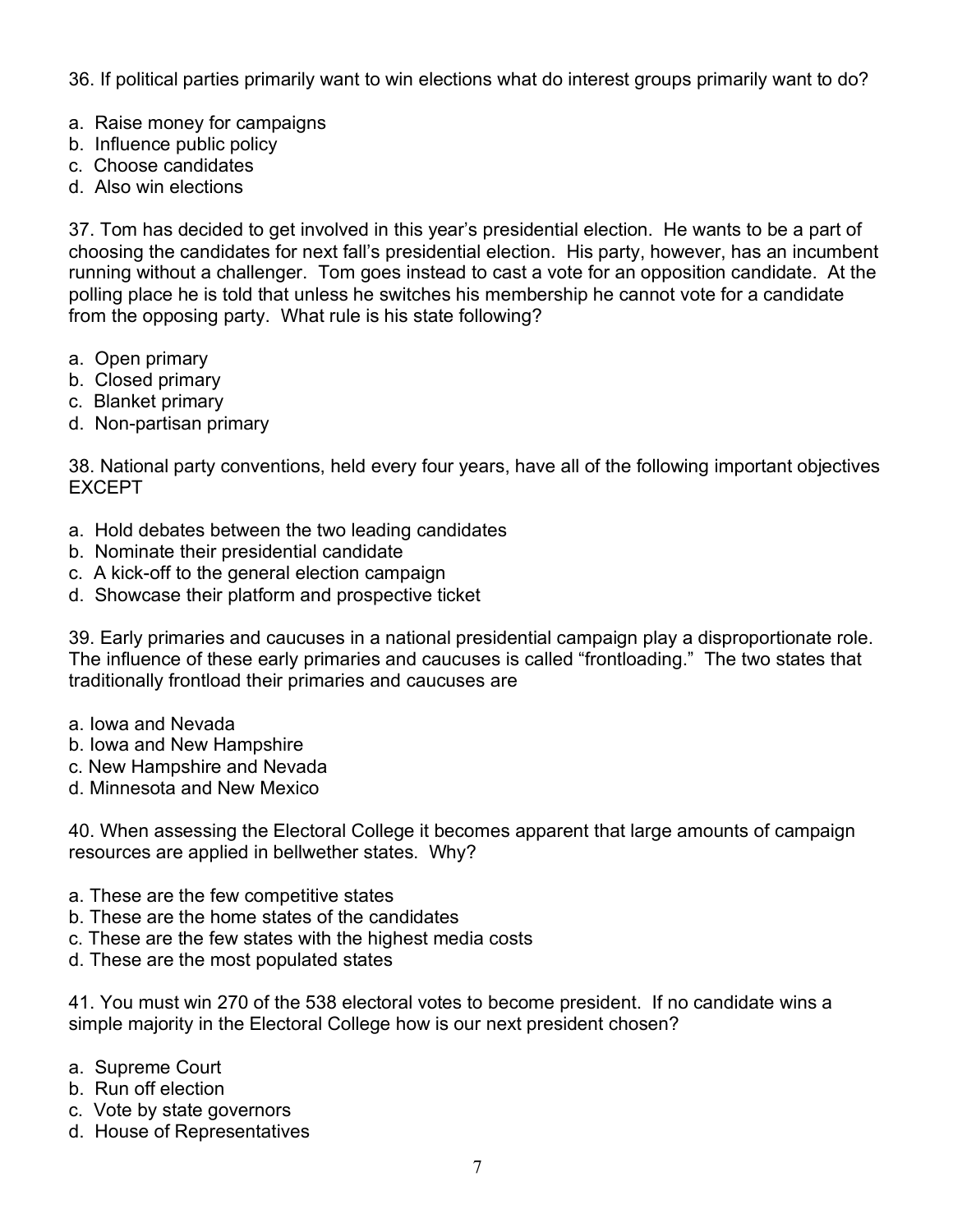36. If political parties primarily want to win elections what do interest groups primarily want to do?

a. Raise money for campaigns
b. Influence public policy
c. Choose candidates
d. Also win elections

37. Tom has decided to get involved in this year's presidential election. He wants to be a part of choosing the candidates for next fall's presidential election. His party, however, has an incumbent running without a challenger. Tom goes instead to cast a vote for an opposition candidate. At the polling place he is told that unless he switches his membership he cannot vote for a candidate from the opposing party. What rule is his state following?

a. Open primary
b. Closed primary
c. Blanket primary
d. Non-partisan primary

38. National party conventions, held every four years, have all of the following important objectives EXCEPT

a. Hold debates between the two leading candidates
b. Nominate their presidential candidate
c. A kick-off to the general election campaign
d. Showcase their platform and prospective ticket

39. Early primaries and caucuses in a national presidential campaign play a disproportionate role. The influence of these early primaries and caucuses is called "frontloading." The two states that traditionally frontload their primaries and caucuses are

a. Iowa and Nevada
b. Iowa and New Hampshire
c. New Hampshire and Nevada
d. Minnesota and New Mexico

40. When assessing the Electoral College it becomes apparent that large amounts of campaign resources are applied in bellwether states. Why?

a. These are the few competitive states
b. These are the home states of the candidates
c. These are the few states with the highest media costs
d. These are the most populated states

41. You must win 270 of the 538 electoral votes to become president. If no candidate wins a simple majority in the Electoral College how is our next president chosen?

a. Supreme Court
b. Run off election
c. Vote by state governors
d. House of Representatives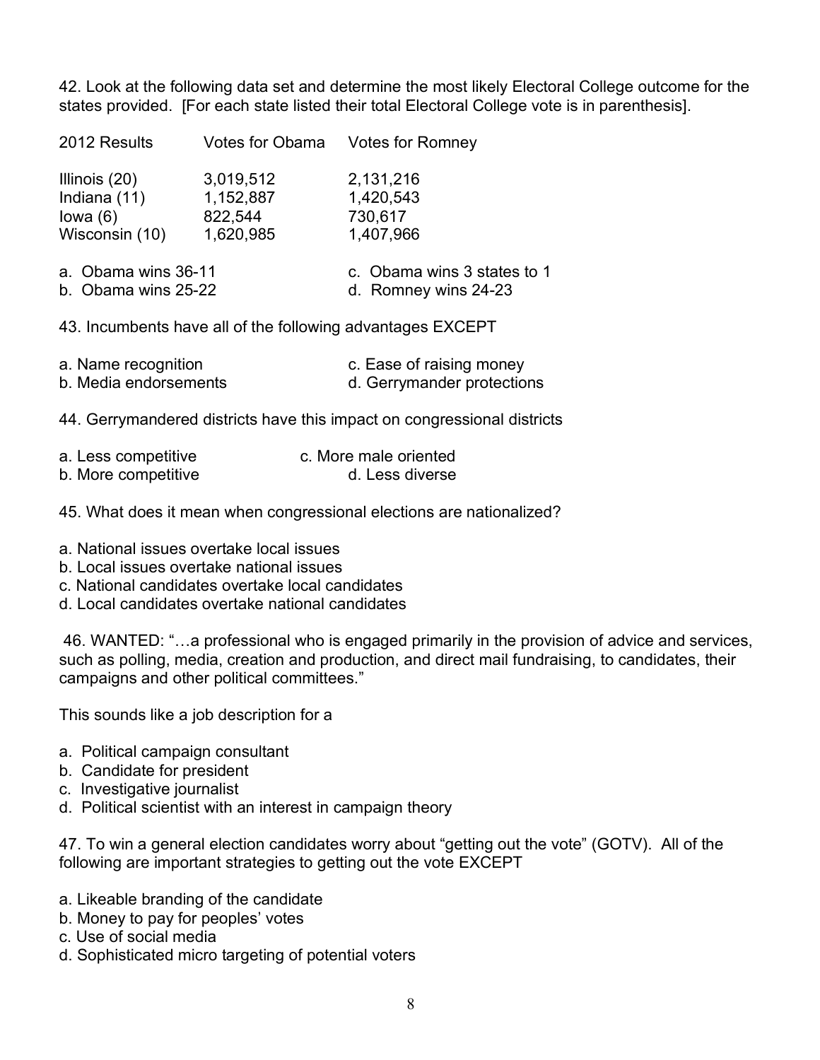42. Look at the following data set and determine the most likely Electoral College outcome for the states provided. [For each state listed their total Electoral College vote is in parenthesis].

| 2012 Results | Votes for Obama | Votes for Romney |
| --- | --- | --- |
| Illinois (20) | 3,019,512 | 2,131,216 |
| Indiana (11) | 1,152,887 | 1,420,543 |
| Iowa (6) | 822,544 | 730,617 |
| Wisconsin (10) | 1,620,985 | 1,407,966 |

a. Obama wins 36-11
b. Obama wins 25-22
c. Obama wins 3 states to 1
d. Romney wins 24-23

43. Incumbents have all of the following advantages EXCEPT

a. Name recognition
b. Media endorsements
c. Ease of raising money
d. Gerrymander protections

44. Gerrymandered districts have this impact on congressional districts

a. Less competitive
b. More competitive
c. More male oriented
d. Less diverse

45. What does it mean when congressional elections are nationalized?

a. National issues overtake local issues
b. Local issues overtake national issues
c. National candidates overtake local candidates
d. Local candidates overtake national candidates

46. WANTED: "…a professional who is engaged primarily in the provision of advice and services, such as polling, media, creation and production, and direct mail fundraising, to candidates, their campaigns and other political committees."

This sounds like a job description for a

a. Political campaign consultant
b. Candidate for president
c. Investigative journalist
d. Political scientist with an interest in campaign theory

47. To win a general election candidates worry about "getting out the vote" (GOTV). All of the following are important strategies to getting out the vote EXCEPT

a. Likeable branding of the candidate
b. Money to pay for peoples' votes
c. Use of social media
d. Sophisticated micro targeting of potential voters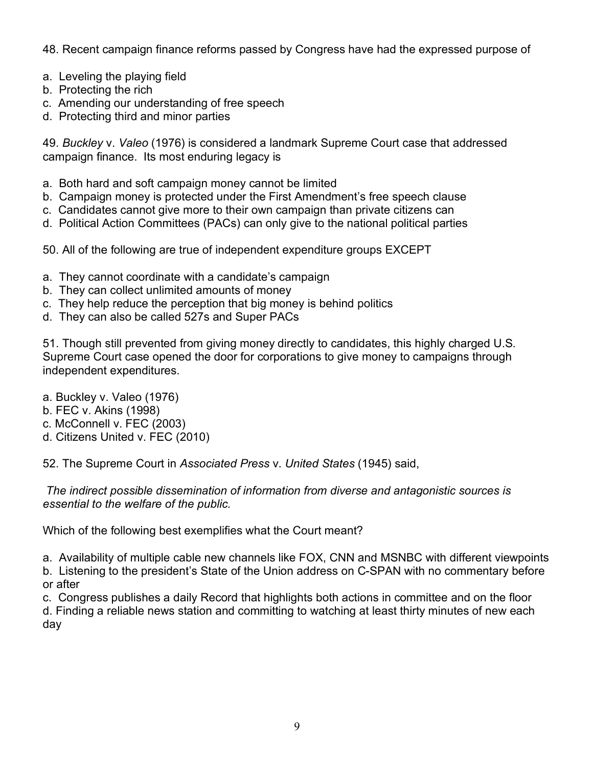48. Recent campaign finance reforms passed by Congress have had the expressed purpose of

a. Leveling the playing field
b. Protecting the rich
c. Amending our understanding of free speech
d. Protecting third and minor parties

49. *Buckley* v. *Valeo* (1976) is considered a landmark Supreme Court case that addressed campaign finance. Its most enduring legacy is

a. Both hard and soft campaign money cannot be limited
b. Campaign money is protected under the First Amendment's free speech clause
c. Candidates cannot give more to their own campaign than private citizens can
d. Political Action Committees (PACs) can only give to the national political parties

50. All of the following are true of independent expenditure groups EXCEPT

a. They cannot coordinate with a candidate's campaign
b. They can collect unlimited amounts of money
c. They help reduce the perception that big money is behind politics
d. They can also be called 527s and Super PACs

51. Though still prevented from giving money directly to candidates, this highly charged U.S. Supreme Court case opened the door for corporations to give money to campaigns through independent expenditures.

a. Buckley v. Valeo (1976)
b. FEC v. Akins (1998)
c. McConnell v. FEC (2003)
d. Citizens United v. FEC (2010)

52. The Supreme Court in *Associated Press* v. *United States* (1945) said,

*The indirect possible dissemination of information from diverse and antagonistic sources is essential to the welfare of the public.*

Which of the following best exemplifies what the Court meant?

a. Availability of multiple cable new channels like FOX, CNN and MSNBC with different viewpoints
b. Listening to the president's State of the Union address on C-SPAN with no commentary before or after
c. Congress publishes a daily Record that highlights both actions in committee and on the floor
d. Finding a reliable news station and committing to watching at least thirty minutes of new each day